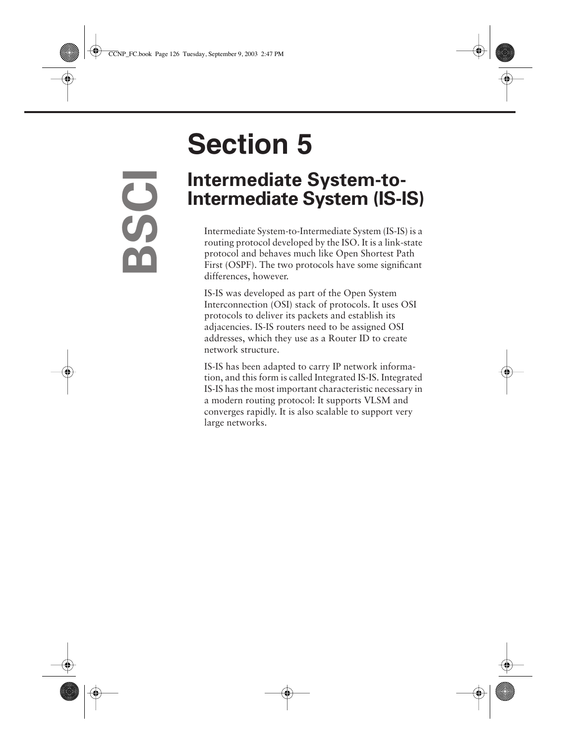# Section 5

## Intermediate System-to-Intermediate System (IS-IS)

Intermediate System-to-Intermediate System (IS-IS) is a routing protocol developed by the ISO. It is a link-state protocol and behaves much like Open Shortest Path First (OSPF). The two protocols have some significant differences, however.

IS-IS was developed as part of the Open System Interconnection (OSI) stack of protocols. It uses OSI protocols to deliver its packets and establish its adjacencies. IS-IS routers need to be assigned OSI addresses, which they use as a Router ID to create network structure.

IS-IS has been adapted to carry IP network information, and this form is called Integrated IS-IS. Integrated IS-IS has the most important characteristic necessary in a modern routing protocol: It supports VLSM and converges rapidly. It is also scalable to support very large networks.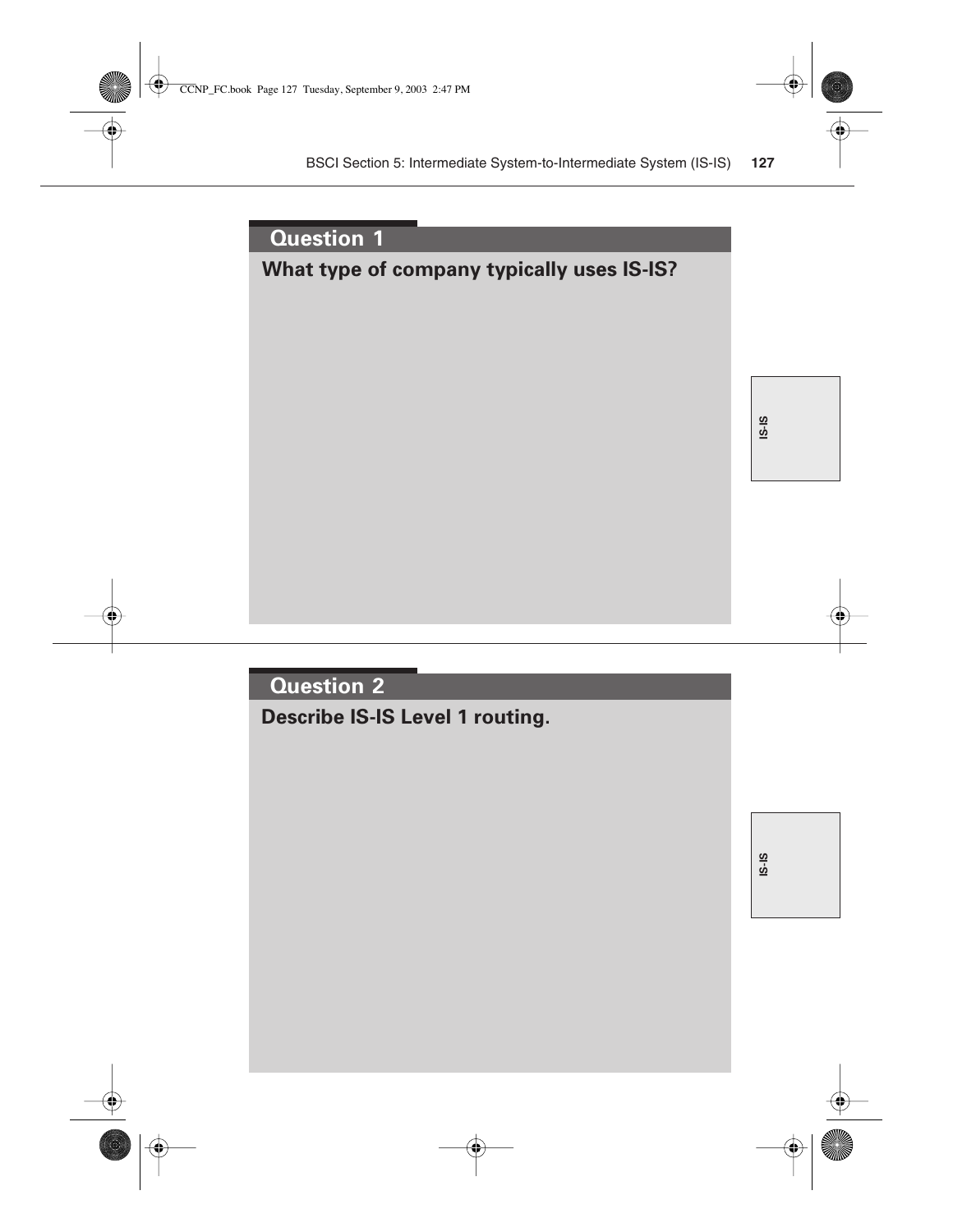## Question 1

**What type of company typically uses IS-IS?**

IS-IS

## Question 2

**Describe IS-IS Level 1 routing.**

IS-IS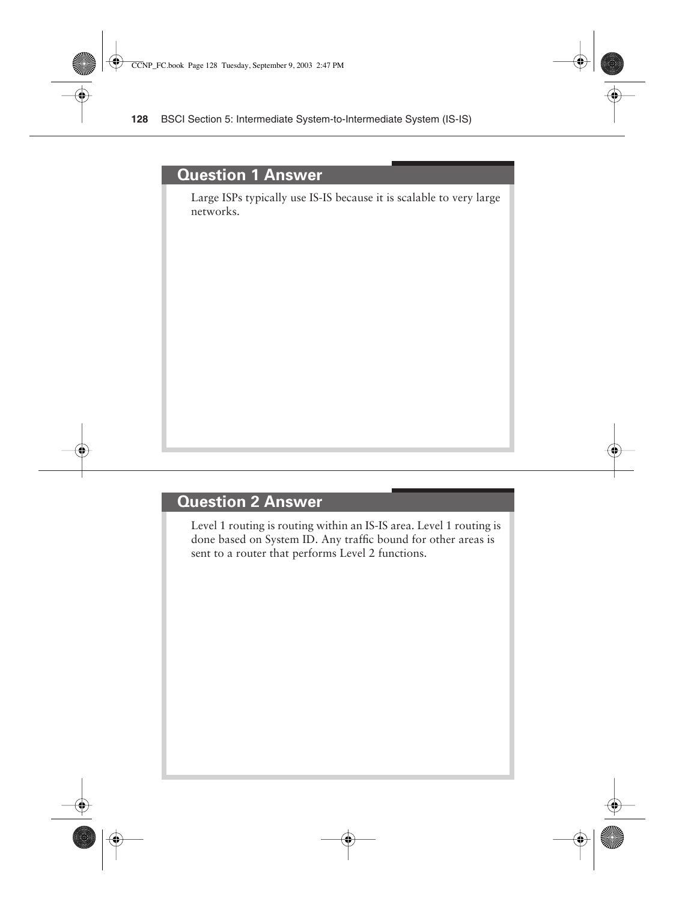## Question 1 Answer

Large ISPs typically use IS-IS because it is scalable to very large networks.

## Question 2 Answer

Level 1 routing is routing within an IS-IS area. Level 1 routing is done based on System ID. Any traffic bound for other areas is sent to a router that performs Level 2 functions.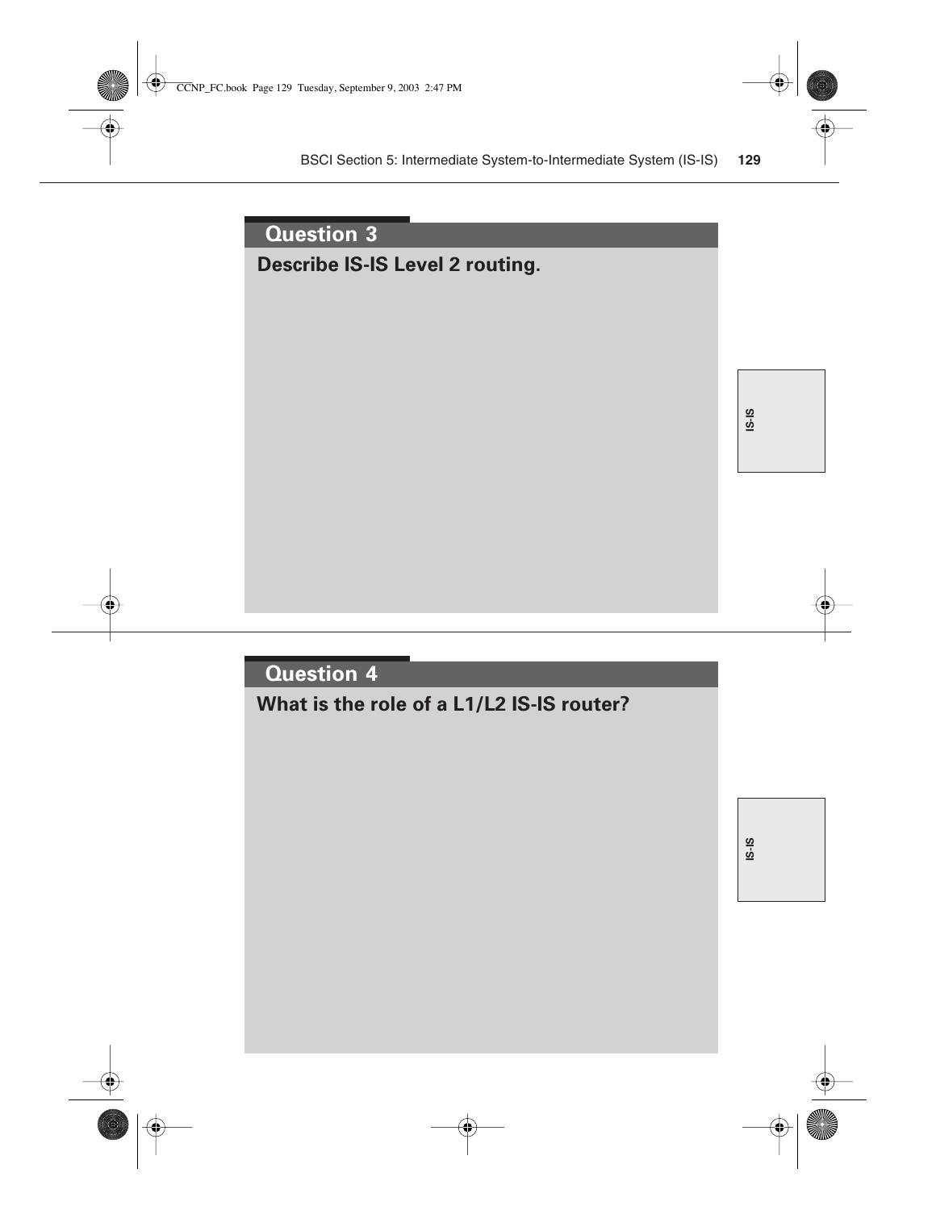## Question 3

**Describe IS-IS Level 2 routing.**

IS-IS

## Question 4

**What is the role of a L1/L2 IS-IS router?**

IS-IS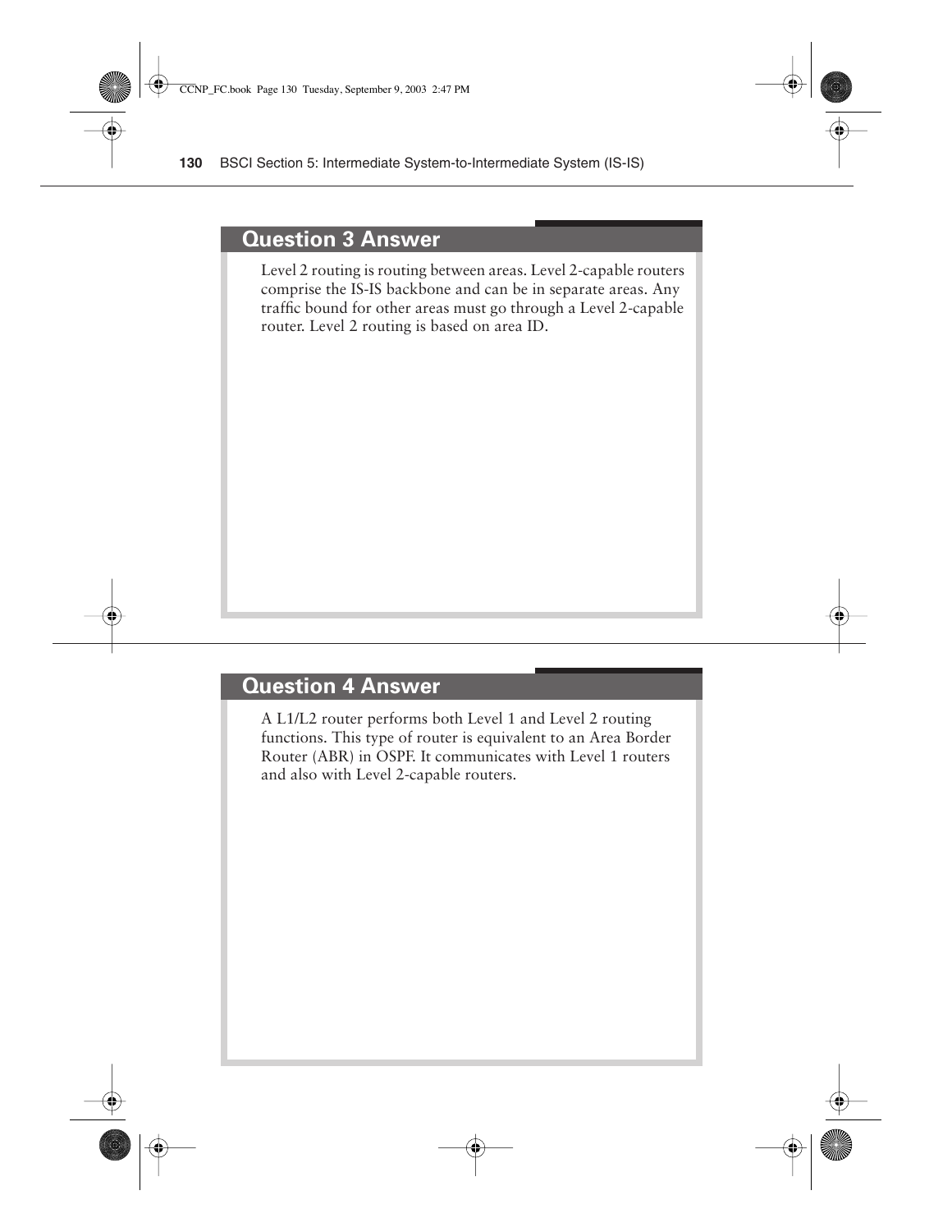## Question 3 Answer

Level 2 routing is routing between areas. Level 2-capable routers comprise the IS-IS backbone and can be in separate areas. Any traffic bound for other areas must go through a Level 2-capable router. Level 2 routing is based on area ID.

## Question 4 Answer

A L1/L2 router performs both Level 1 and Level 2 routing functions. This type of router is equivalent to an Area Border Router (ABR) in OSPF. It communicates with Level 1 routers and also with Level 2-capable routers.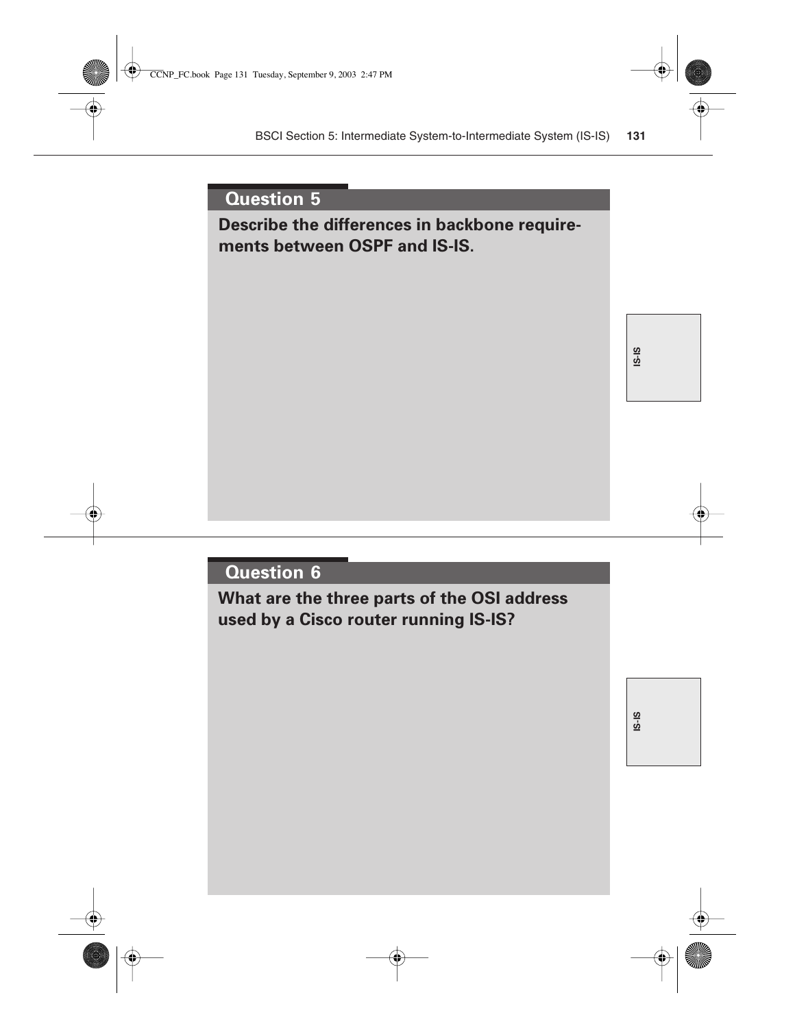## Question 5

**Describe the differences in backbone requirements between OSPF and IS-IS.**

IS-IS

## Question 6

**What are the three parts of the OSI address used by a Cisco router running IS-IS?**

IS-IS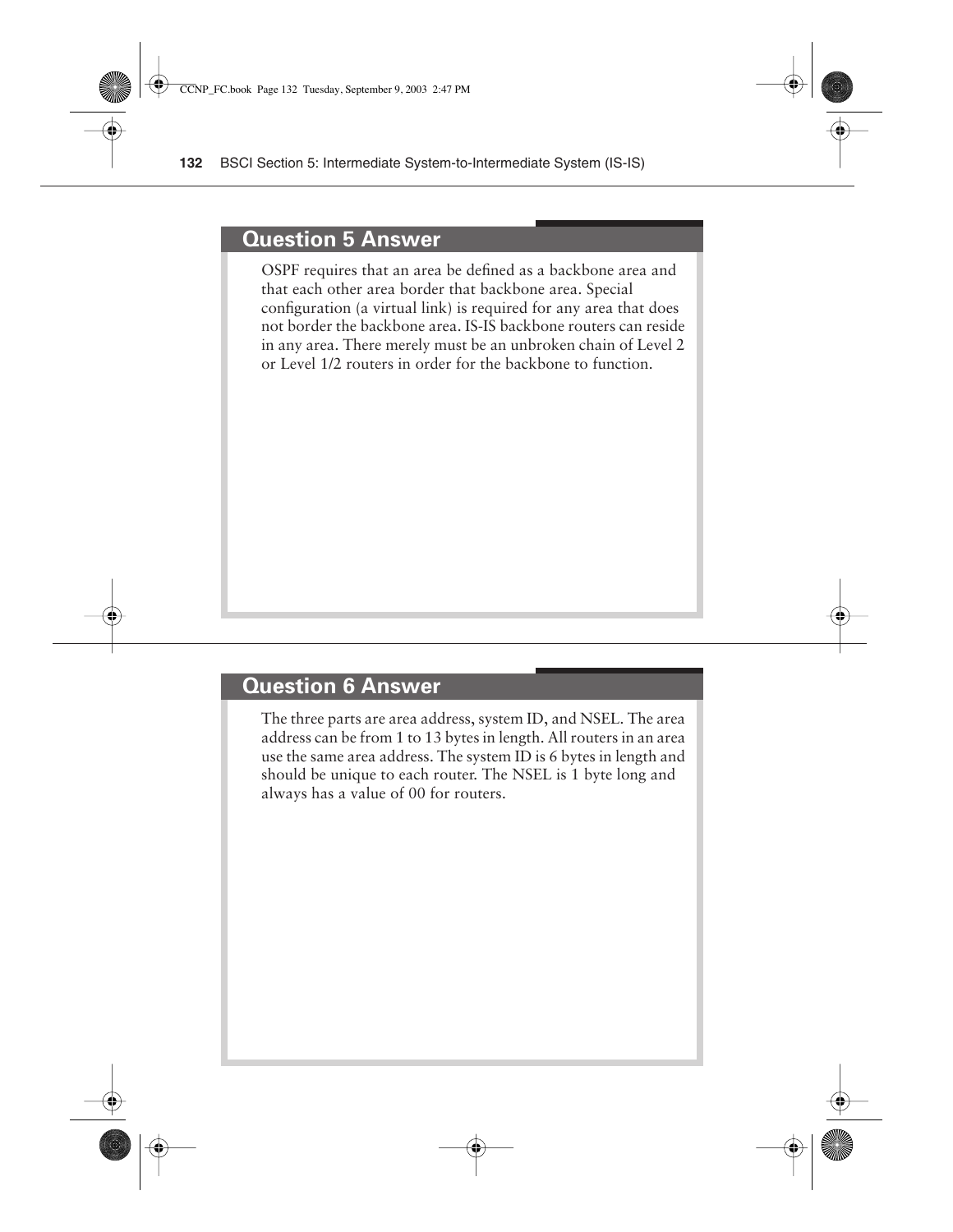## Question 5 Answer

OSPF requires that an area be defined as a backbone area and that each other area border that backbone area. Special configuration (a virtual link) is required for any area that does not border the backbone area. IS-IS backbone routers can reside in any area. There merely must be an unbroken chain of Level 2 or Level 1/2 routers in order for the backbone to function.

## Question 6 Answer

The three parts are area address, system ID, and NSEL. The area address can be from 1 to 13 bytes in length. All routers in an area use the same area address. The system ID is 6 bytes in length and should be unique to each router. The NSEL is 1 byte long and always has a value of 00 for routers.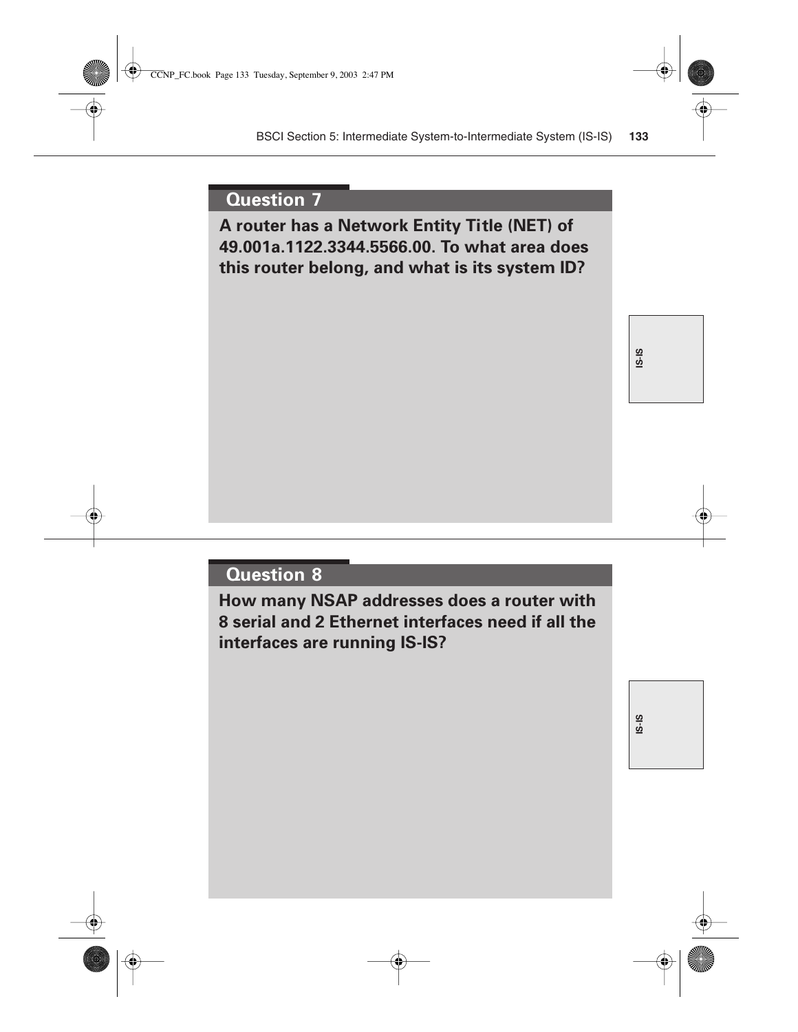## Question 7

**A router has a Network Entity Title (NET) of 49.001a.1122.3344.5566.00. To what area does this router belong, and what is its system ID?**

IS-IS

## Question 8

**How many NSAP addresses does a router with 8 serial and 2 Ethernet interfaces need if all the interfaces are running IS-IS?**

IS-IS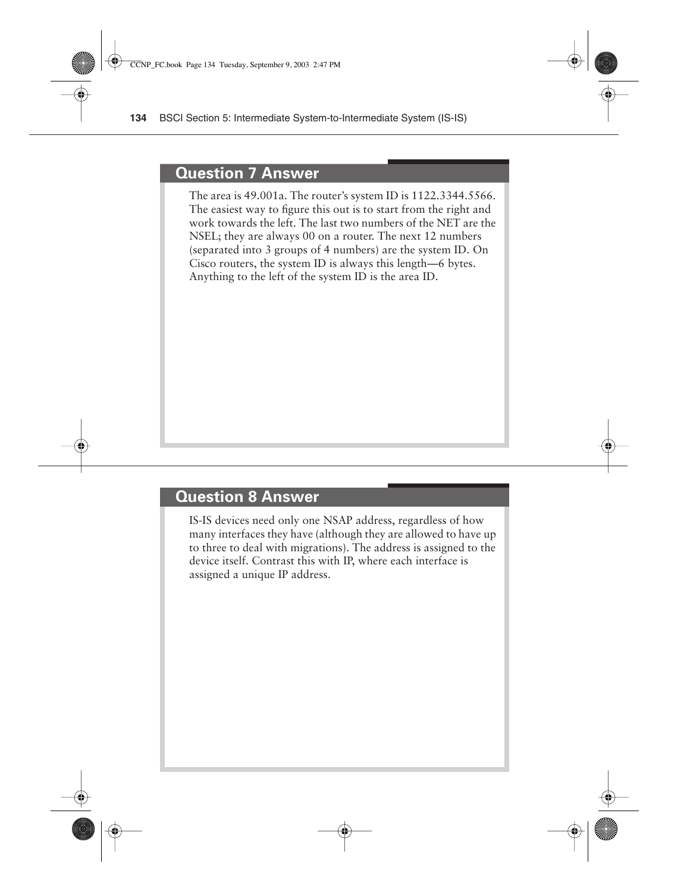## Question 7 Answer

The area is 49.001a. The router's system ID is 1122.3344.5566. The easiest way to figure this out is to start from the right and work towards the left. The last two numbers of the NET are the NSEL; they are always 00 on a router. The next 12 numbers (separated into 3 groups of 4 numbers) are the system ID. On Cisco routers, the system ID is always this length—6 bytes. Anything to the left of the system ID is the area ID.

## Question 8 Answer

IS-IS devices need only one NSAP address, regardless of how many interfaces they have (although they are allowed to have up to three to deal with migrations). The address is assigned to the device itself. Contrast this with IP, where each interface is assigned a unique IP address.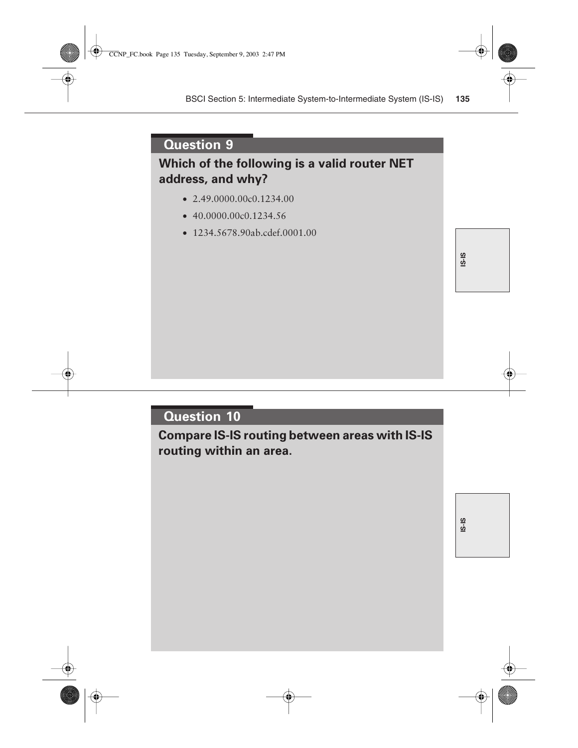## Question 9

**Which of the following is a valid router NET address, and why?**

- 2.49.0000.00c0.1234.00
- 40.0000.00c0.1234.56
- 1234.5678.90ab.cdef.0001.00

IS-IS

## Question 10

**Compare IS-IS routing between areas with IS-IS routing within an area.**

IS-IS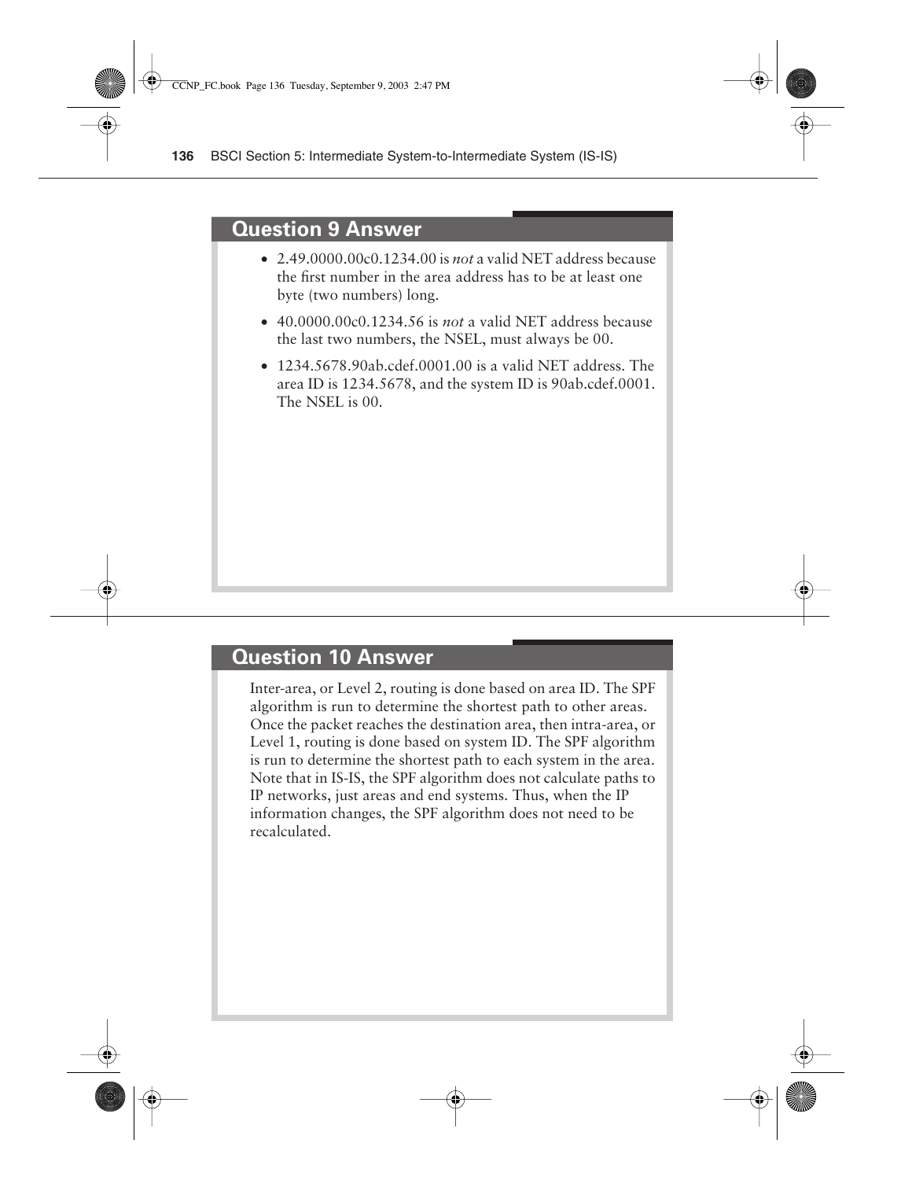## Question 9 Answer

- 2.49.0000.00c0.1234.00 is *not* a valid NET address because the first number in the area address has to be at least one byte (two numbers) long.
- 40.0000.00c0.1234.56 is *not* a valid NET address because the last two numbers, the NSEL, must always be 00.
- 1234.5678.90ab.cdef.0001.00 is a valid NET address. The area ID is 1234.5678, and the system ID is 90ab.cdef.0001. The NSEL is 00.

## Question 10 Answer

Inter-area, or Level 2, routing is done based on area ID. The SPF algorithm is run to determine the shortest path to other areas. Once the packet reaches the destination area, then intra-area, or Level 1, routing is done based on system ID. The SPF algorithm is run to determine the shortest path to each system in the area. Note that in IS-IS, the SPF algorithm does not calculate paths to IP networks, just areas and end systems. Thus, when the IP information changes, the SPF algorithm does not need to be recalculated.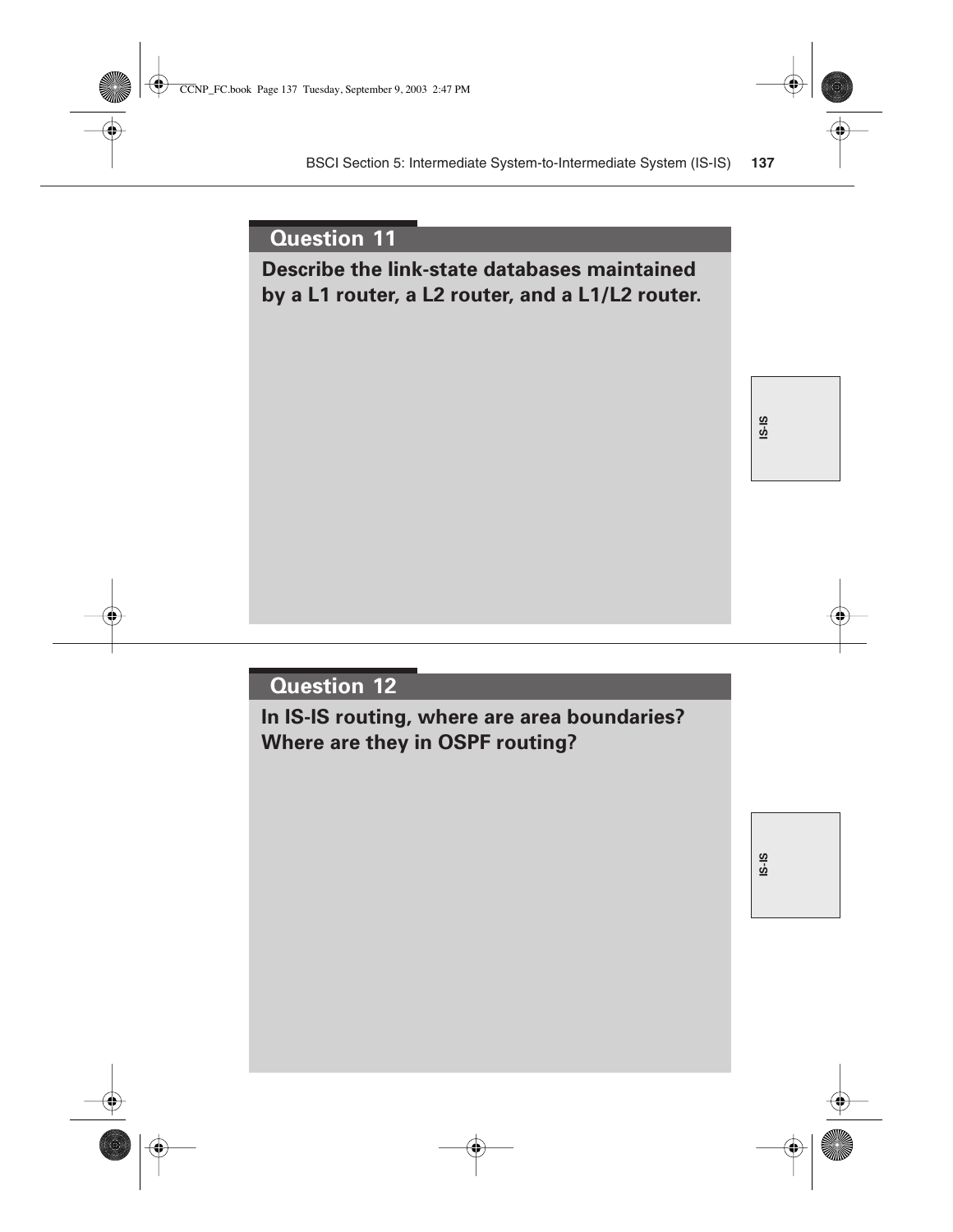## Question 11

**Describe the link-state databases maintained by a L1 router, a L2 router, and a L1/L2 router.**

IS-IS

## Question 12

**In IS-IS routing, where are area boundaries? Where are they in OSPF routing?**

IS-IS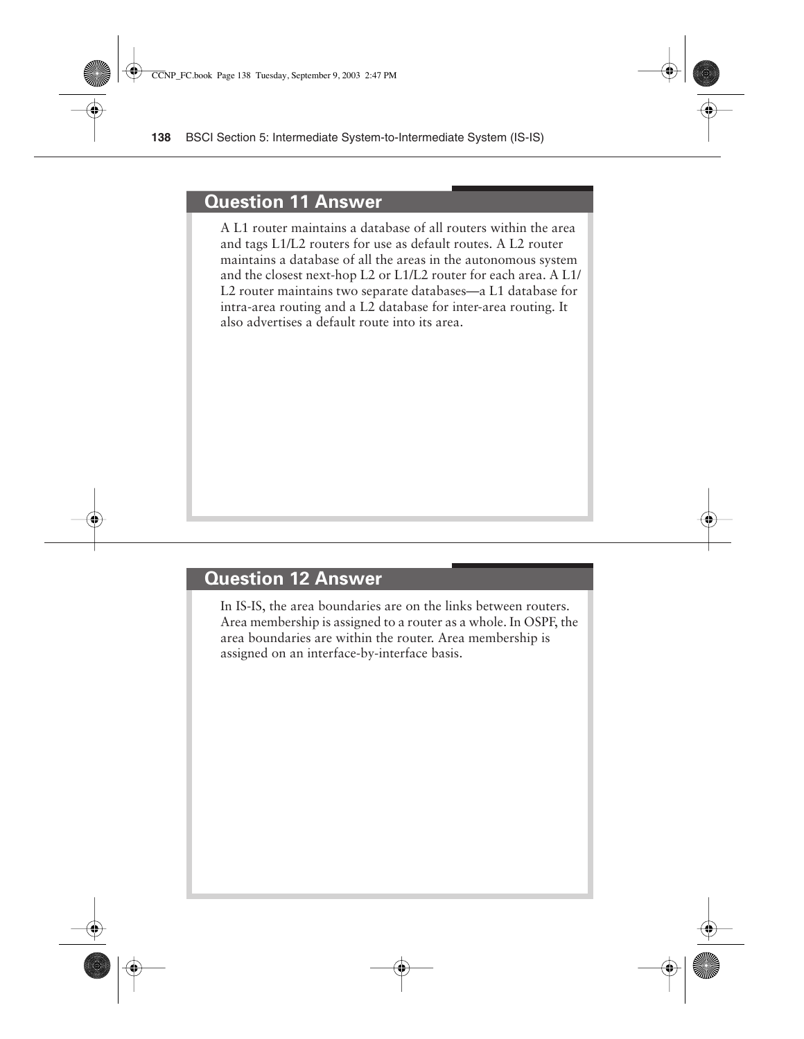## Question 11 Answer

A L1 router maintains a database of all routers within the area and tags L1/L2 routers for use as default routes. A L2 router maintains a database of all the areas in the autonomous system and the closest next-hop L2 or L1/L2 router for each area. A L1/L2 router maintains two separate databases—a L1 database for intra-area routing and a L2 database for inter-area routing. It also advertises a default route into its area.

## Question 12 Answer

In IS-IS, the area boundaries are on the links between routers. Area membership is assigned to a router as a whole. In OSPF, the area boundaries are within the router. Area membership is assigned on an interface-by-interface basis.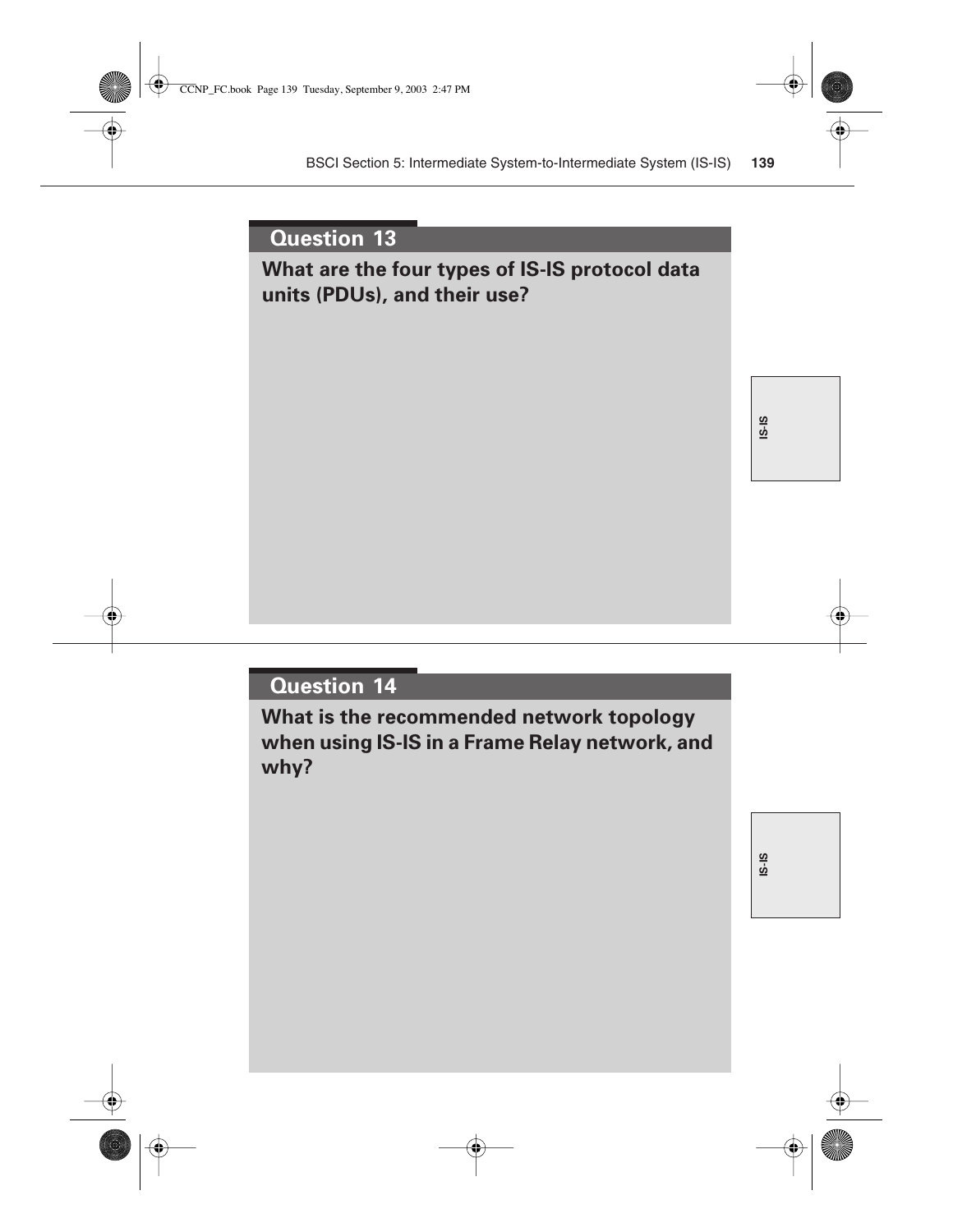## Question 13

**What are the four types of IS-IS protocol data units (PDUs), and their use?**

IS-IS

## Question 14

**What is the recommended network topology when using IS-IS in a Frame Relay network, and why?**

IS-IS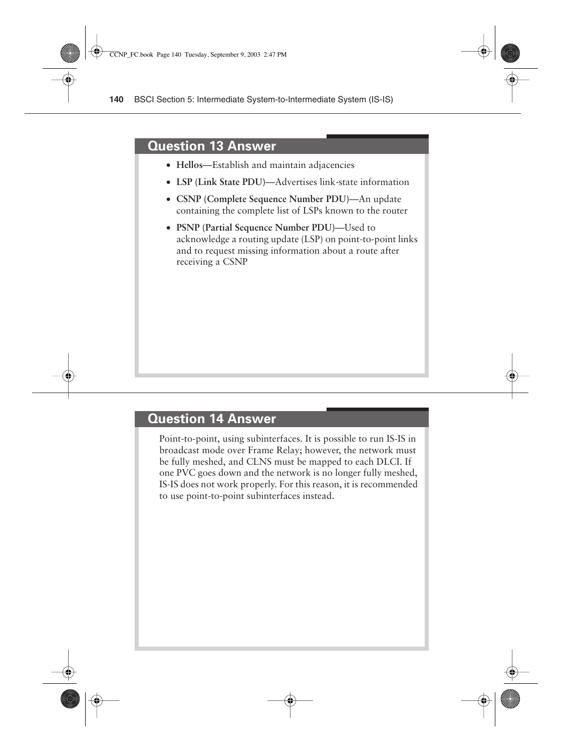## Question 13 Answer

- **Hellos—**Establish and maintain adjacencies
- **LSP (Link State PDU)—**Advertises link-state information
- **CSNP (Complete Sequence Number PDU)—**An update containing the complete list of LSPs known to the router
- **PSNP (Partial Sequence Number PDU)—**Used to acknowledge a routing update (LSP) on point-to-point links and to request missing information about a route after receiving a CSNP

## Question 14 Answer

Point-to-point, using subinterfaces. It is possible to run IS-IS in broadcast mode over Frame Relay; however, the network must be fully meshed, and CLNS must be mapped to each DLCI. If one PVC goes down and the network is no longer fully meshed, IS-IS does not work properly. For this reason, it is recommended to use point-to-point subinterfaces instead.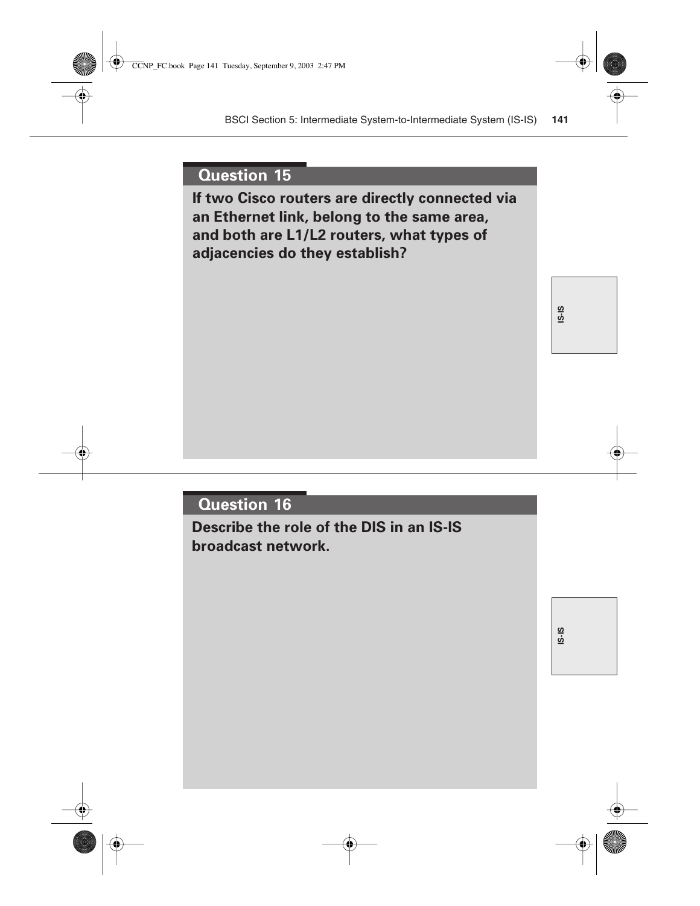## Question 15

**If two Cisco routers are directly connected via an Ethernet link, belong to the same area, and both are L1/L2 routers, what types of adjacencies do they establish?**

IS-IS

## Question 16

**Describe the role of the DIS in an IS-IS broadcast network.**

IS-IS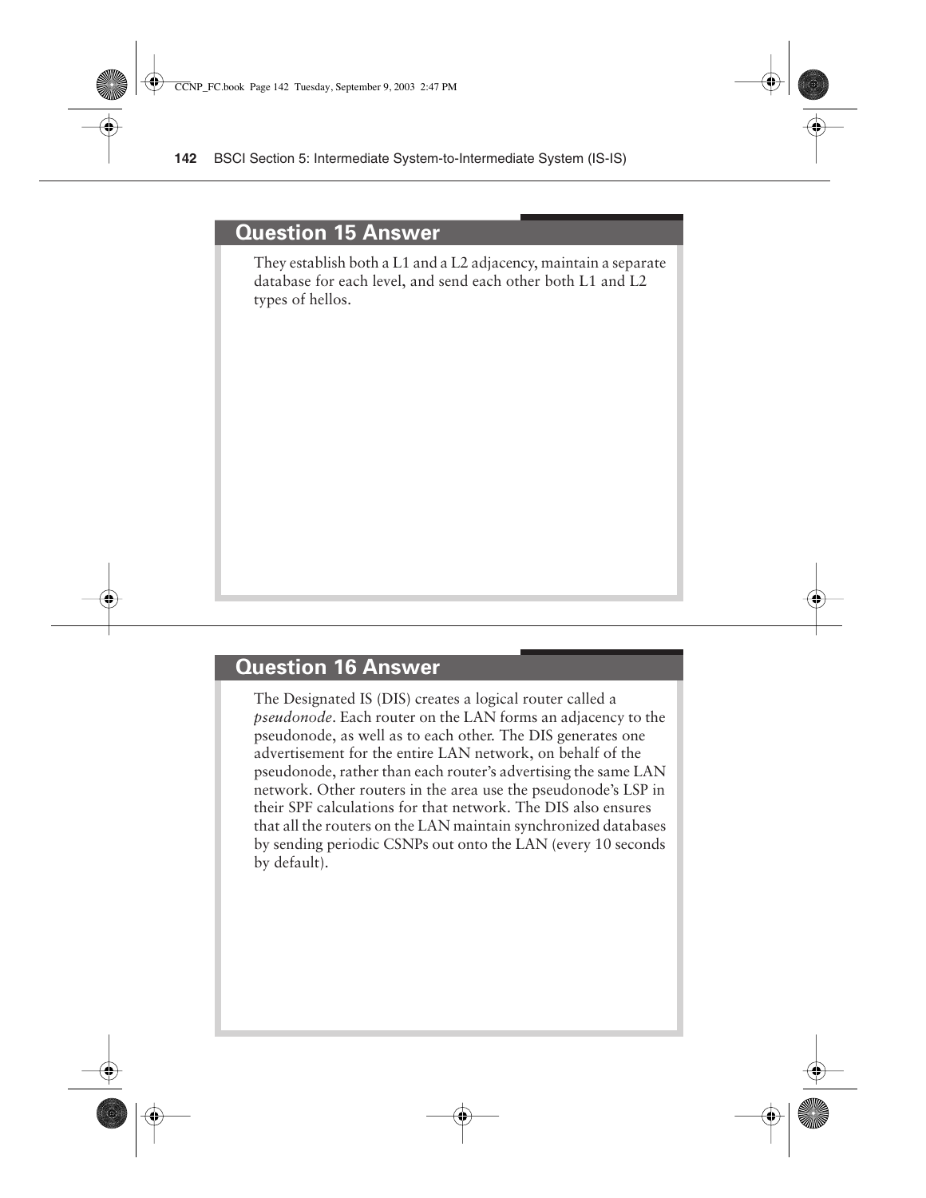## Question 15 Answer

They establish both a L1 and a L2 adjacency, maintain a separate database for each level, and send each other both L1 and L2 types of hellos.

## Question 16 Answer

The Designated IS (DIS) creates a logical router called a *pseudonode*. Each router on the LAN forms an adjacency to the pseudonode, as well as to each other. The DIS generates one advertisement for the entire LAN network, on behalf of the pseudonode, rather than each router's advertising the same LAN network. Other routers in the area use the pseudonode's LSP in their SPF calculations for that network. The DIS also ensures that all the routers on the LAN maintain synchronized databases by sending periodic CSNPs out onto the LAN (every 10 seconds by default).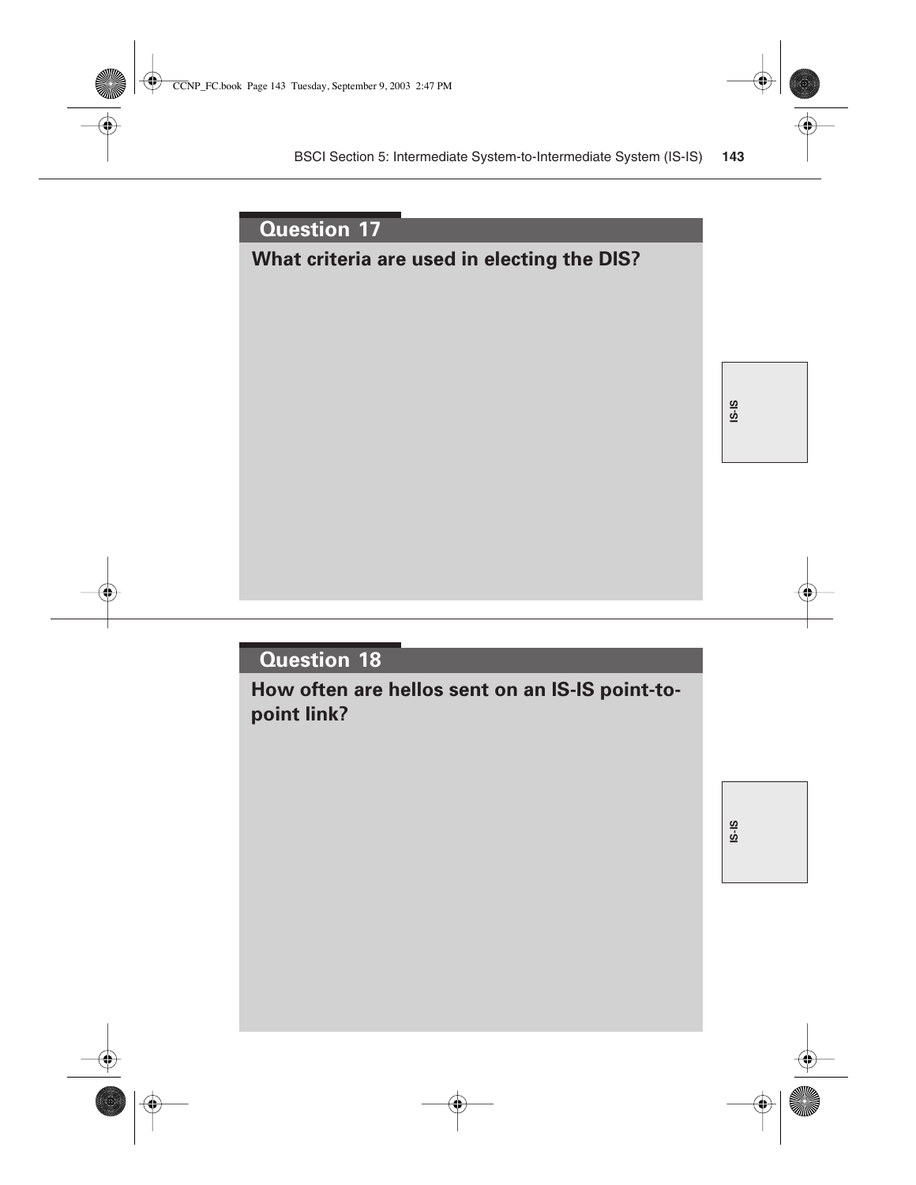## Question 17

**What criteria are used in electing the DIS?**

IS-IS

## Question 18

**How often are hellos sent on an IS-IS point-to-point link?**

IS-IS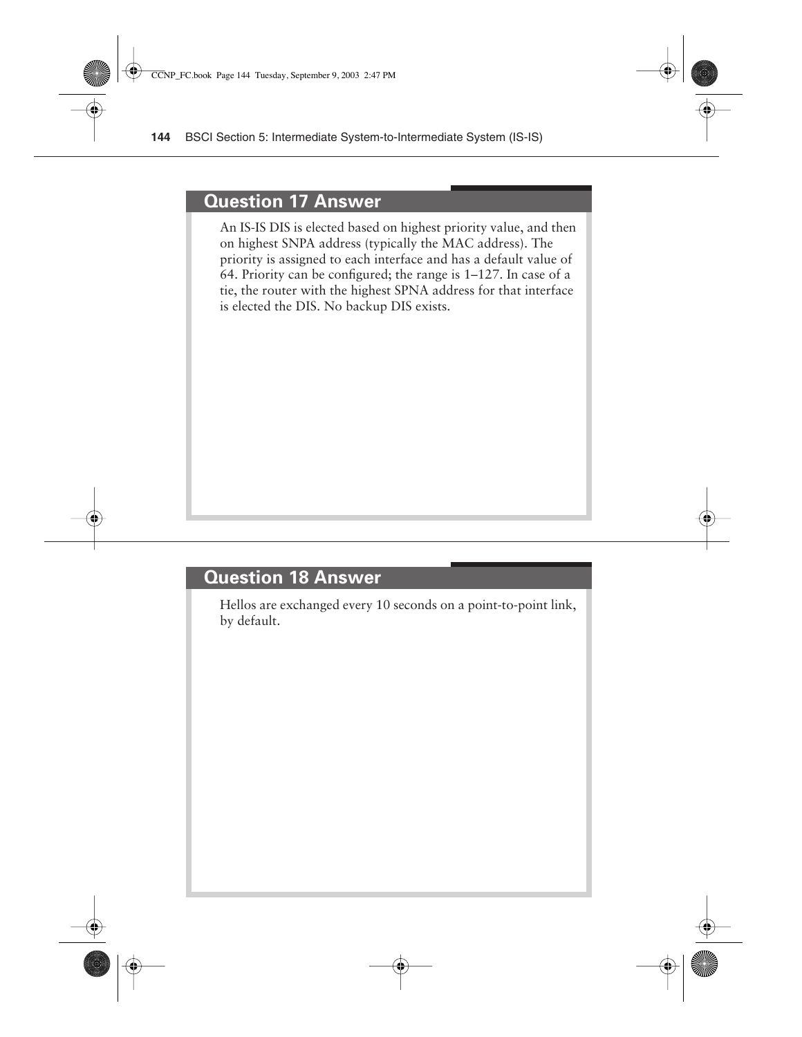## Question 17 Answer

An IS-IS DIS is elected based on highest priority value, and then on highest SNPA address (typically the MAC address). The priority is assigned to each interface and has a default value of 64. Priority can be configured; the range is 1–127. In case of a tie, the router with the highest SPNA address for that interface is elected the DIS. No backup DIS exists.

## Question 18 Answer

Hellos are exchanged every 10 seconds on a point-to-point link, by default.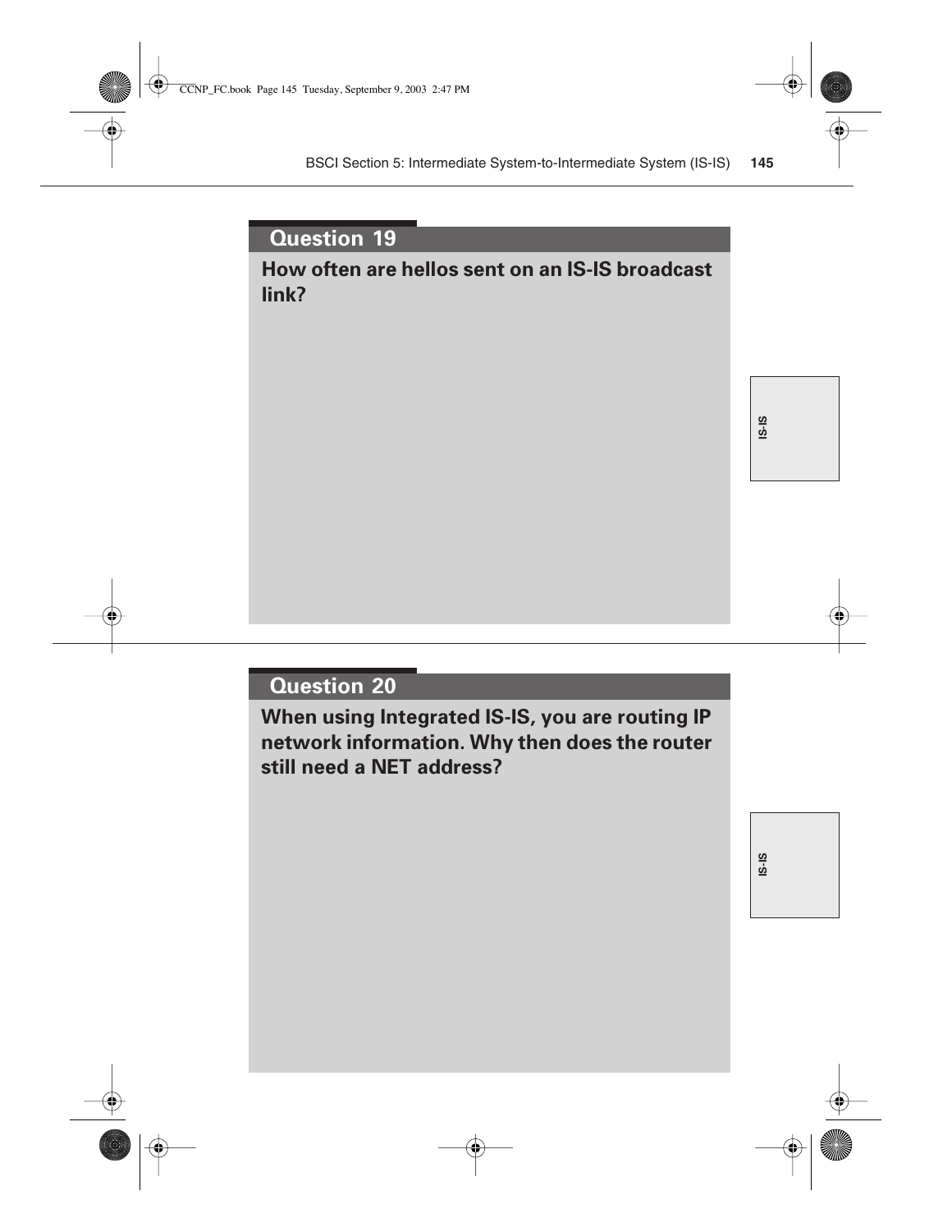## Question 19

**How often are hellos sent on an IS-IS broadcast link?**

IS-IS

## Question 20

**When using Integrated IS-IS, you are routing IP network information. Why then does the router still need a NET address?**

IS-IS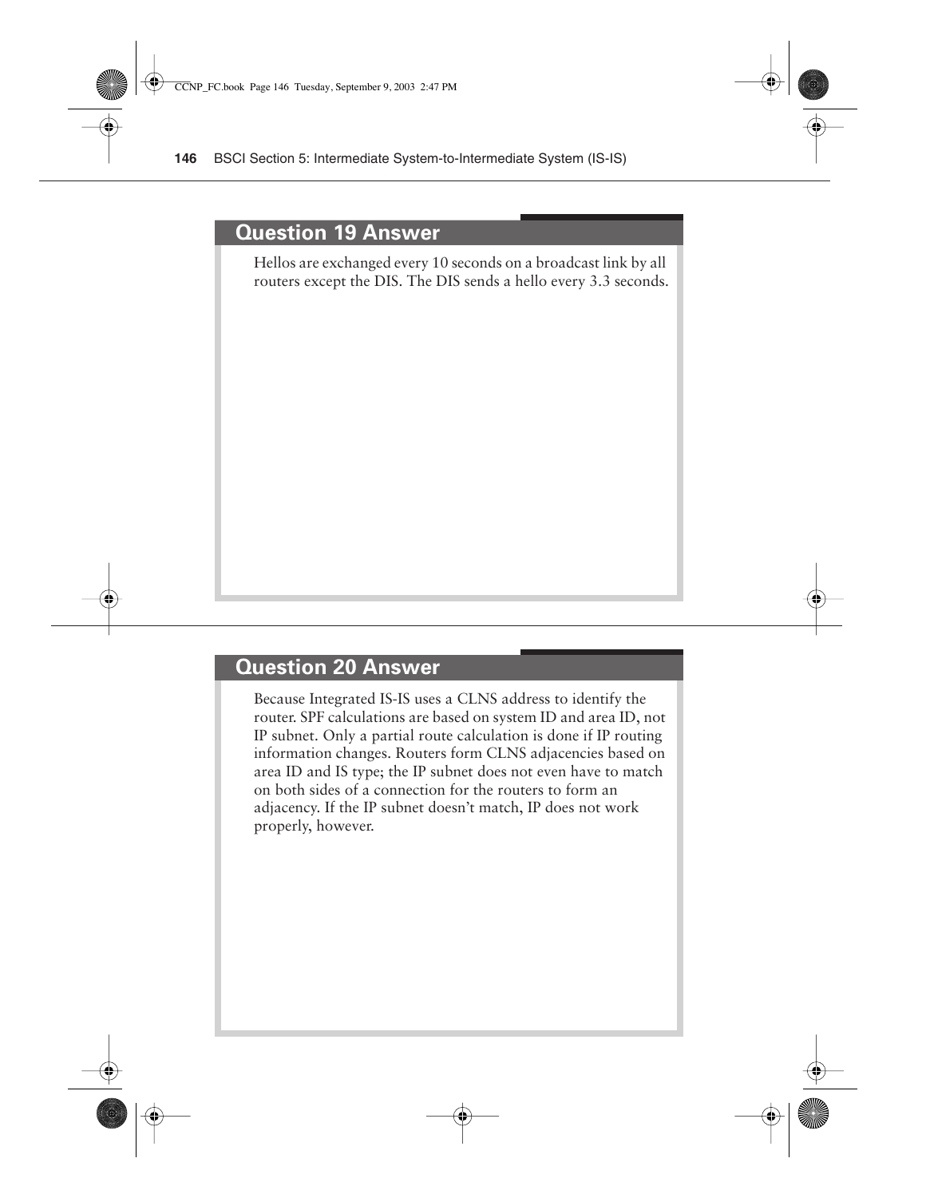## Question 19 Answer

Hellos are exchanged every 10 seconds on a broadcast link by all routers except the DIS. The DIS sends a hello every 3.3 seconds.

## Question 20 Answer

Because Integrated IS-IS uses a CLNS address to identify the router. SPF calculations are based on system ID and area ID, not IP subnet. Only a partial route calculation is done if IP routing information changes. Routers form CLNS adjacencies based on area ID and IS type; the IP subnet does not even have to match on both sides of a connection for the routers to form an adjacency. If the IP subnet doesn't match, IP does not work properly, however.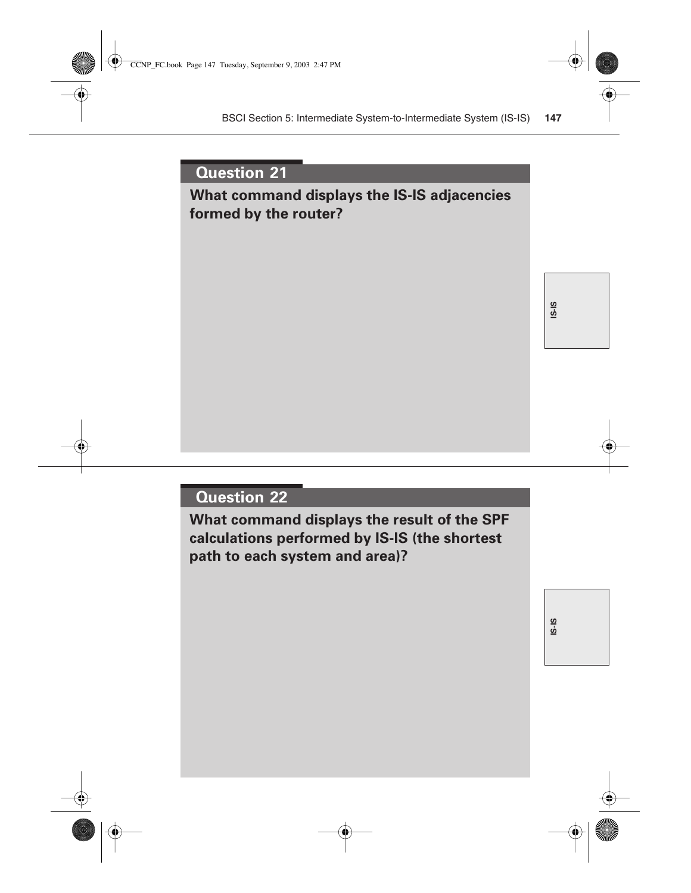## Question 21

**What command displays the IS-IS adjacencies formed by the router?**

IS-IS

## Question 22

**What command displays the result of the SPF calculations performed by IS-IS (the shortest path to each system and area)?**

IS-IS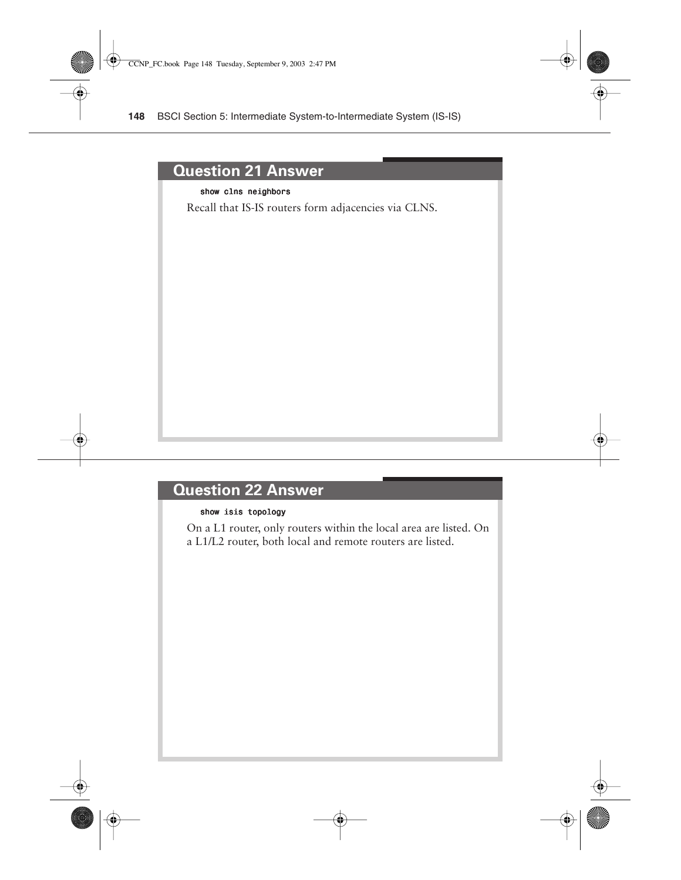## Question 21 Answer

```
show clns neighbors
```

Recall that IS-IS routers form adjacencies via CLNS.

## Question 22 Answer

```
show isis topology
```

On a L1 router, only routers within the local area are listed. On a L1/L2 router, both local and remote routers are listed.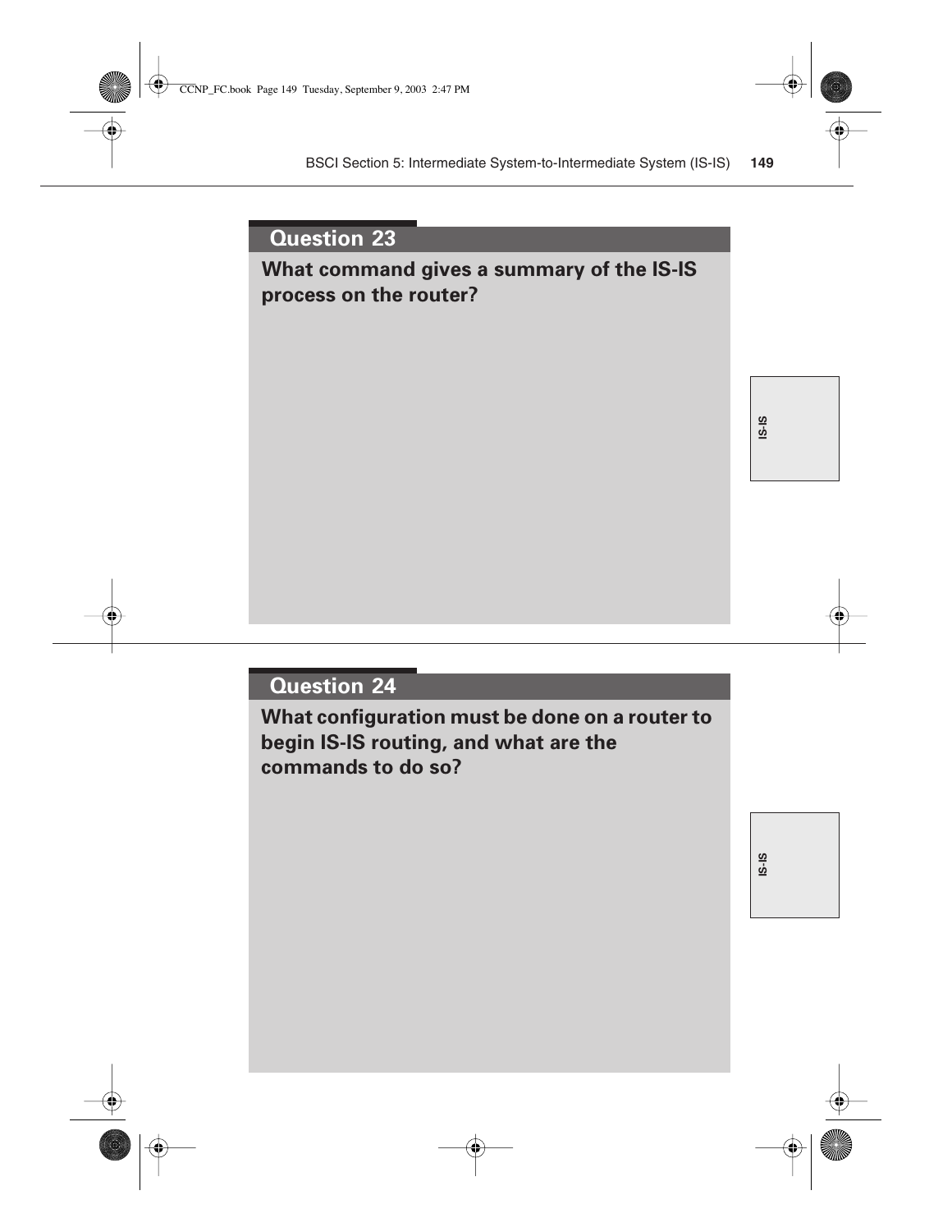## Question 23

**What command gives a summary of the IS-IS process on the router?**

IS-IS

## Question 24

**What configuration must be done on a router to begin IS-IS routing, and what are the commands to do so?**

IS-IS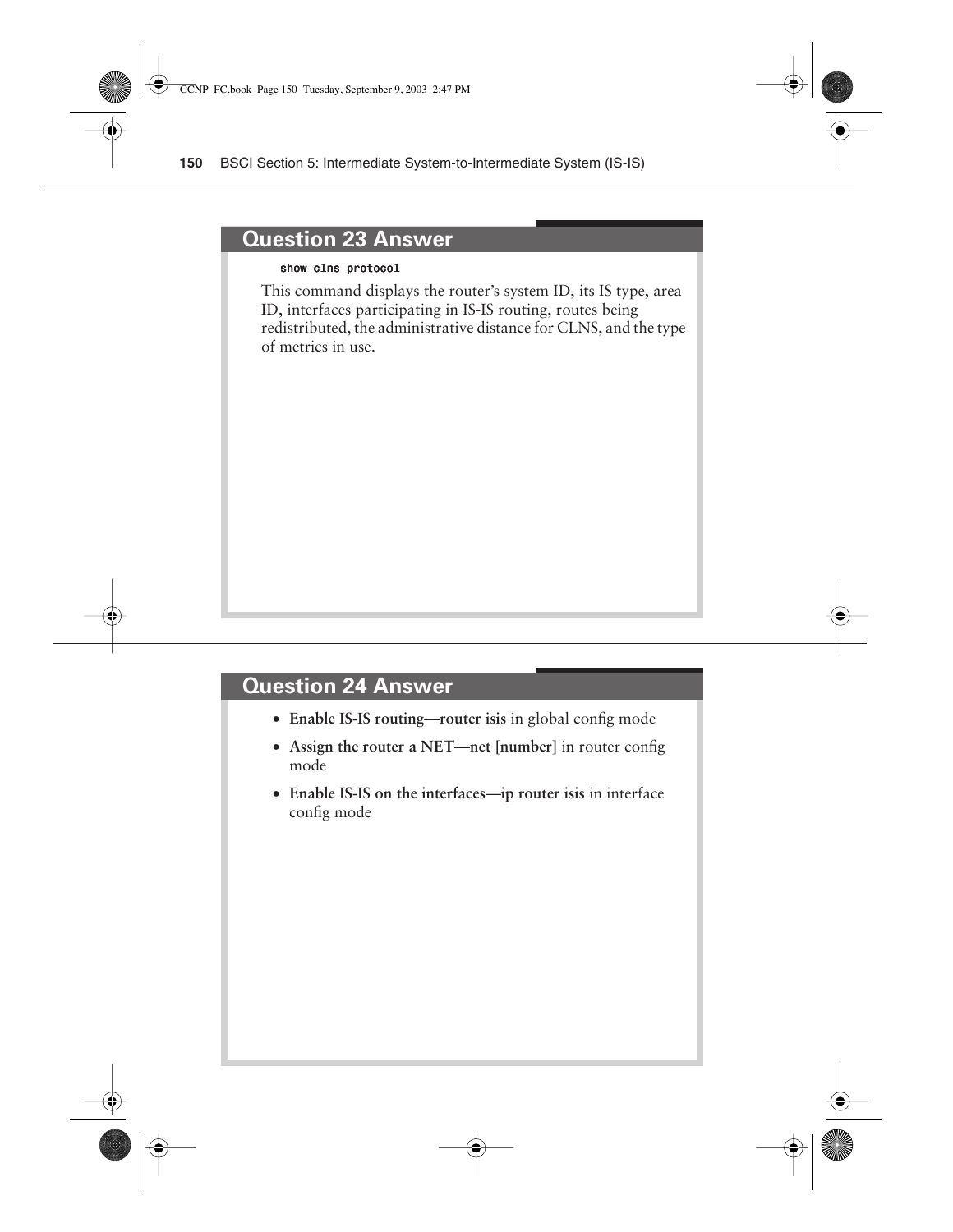## Question 23 Answer

```
show clns protocol
```

This command displays the router's system ID, its IS type, area ID, interfaces participating in IS-IS routing, routes being redistributed, the administrative distance for CLNS, and the type of metrics in use.

## Question 24 Answer

- **Enable IS-IS routing—router isis** in global config mode
- **Assign the router a NET—net** [**number**] in router config mode
- **Enable IS-IS on the interfaces—ip router isis** in interface config mode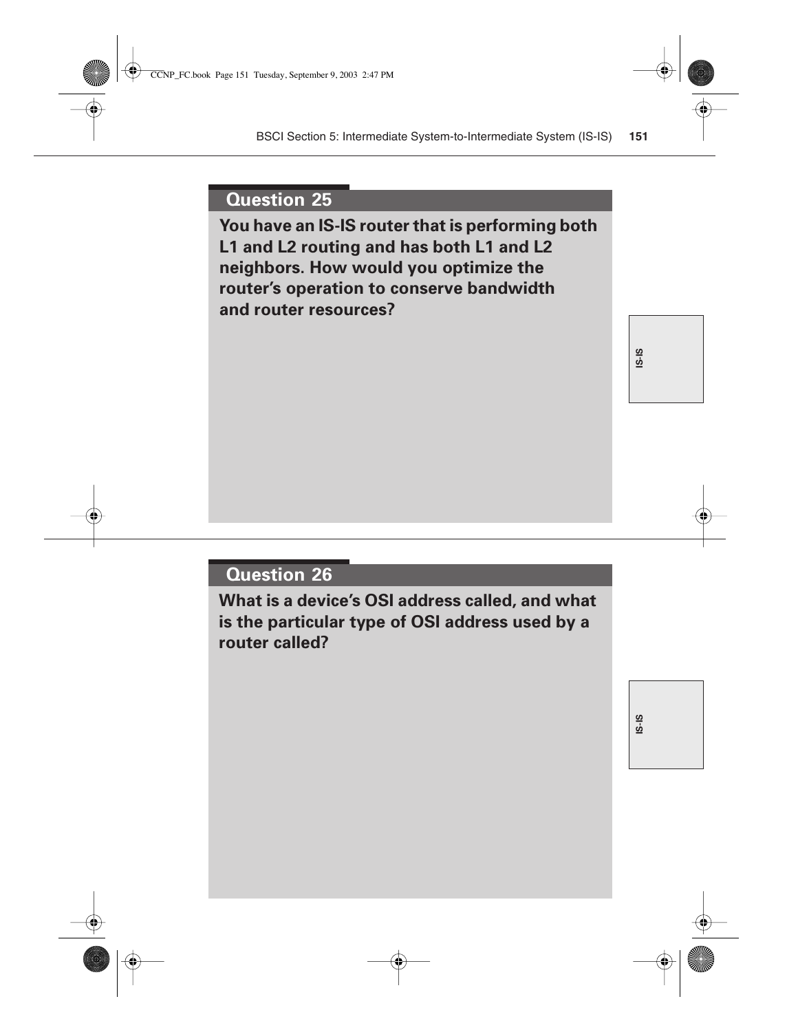## Question 25

**You have an IS-IS router that is performing both L1 and L2 routing and has both L1 and L2 neighbors. How would you optimize the router's operation to conserve bandwidth and router resources?**

IS-IS

## Question 26

**What is a device's OSI address called, and what is the particular type of OSI address used by a router called?**

IS-IS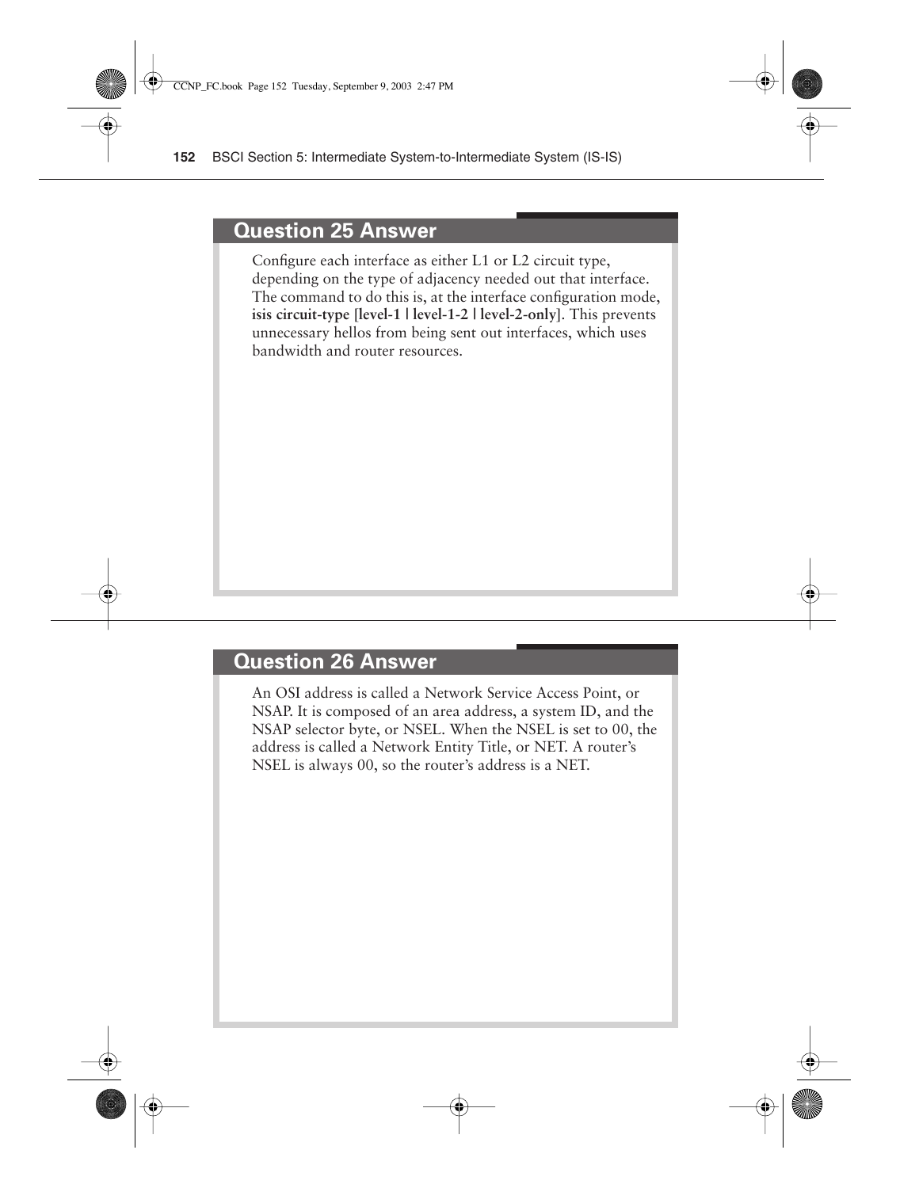## Question 25 Answer

Configure each interface as either L1 or L2 circuit type, depending on the type of adjacency needed out that interface. The command to do this is, at the interface configuration mode, **isis circuit-type [level-1 | level-1-2 | level-2-only]**. This prevents unnecessary hellos from being sent out interfaces, which uses bandwidth and router resources.

## Question 26 Answer

An OSI address is called a Network Service Access Point, or NSAP. It is composed of an area address, a system ID, and the NSAP selector byte, or NSEL. When the NSEL is set to 00, the address is called a Network Entity Title, or NET. A router's NSEL is always 00, so the router's address is a NET.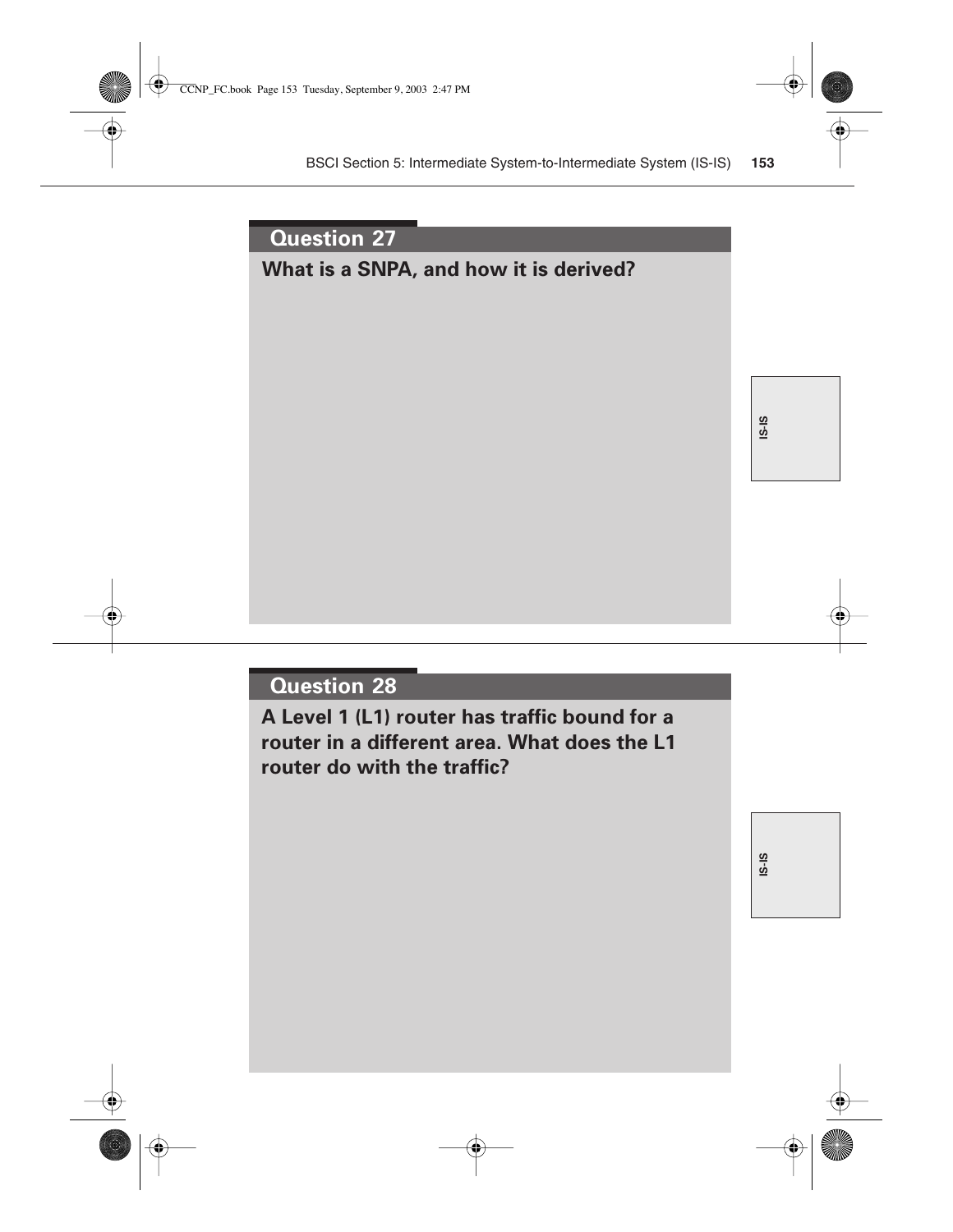## Question 27

**What is a SNPA, and how it is derived?**

IS-IS

## Question 28

**A Level 1 (L1) router has traffic bound for a router in a different area. What does the L1 router do with the traffic?**

IS-IS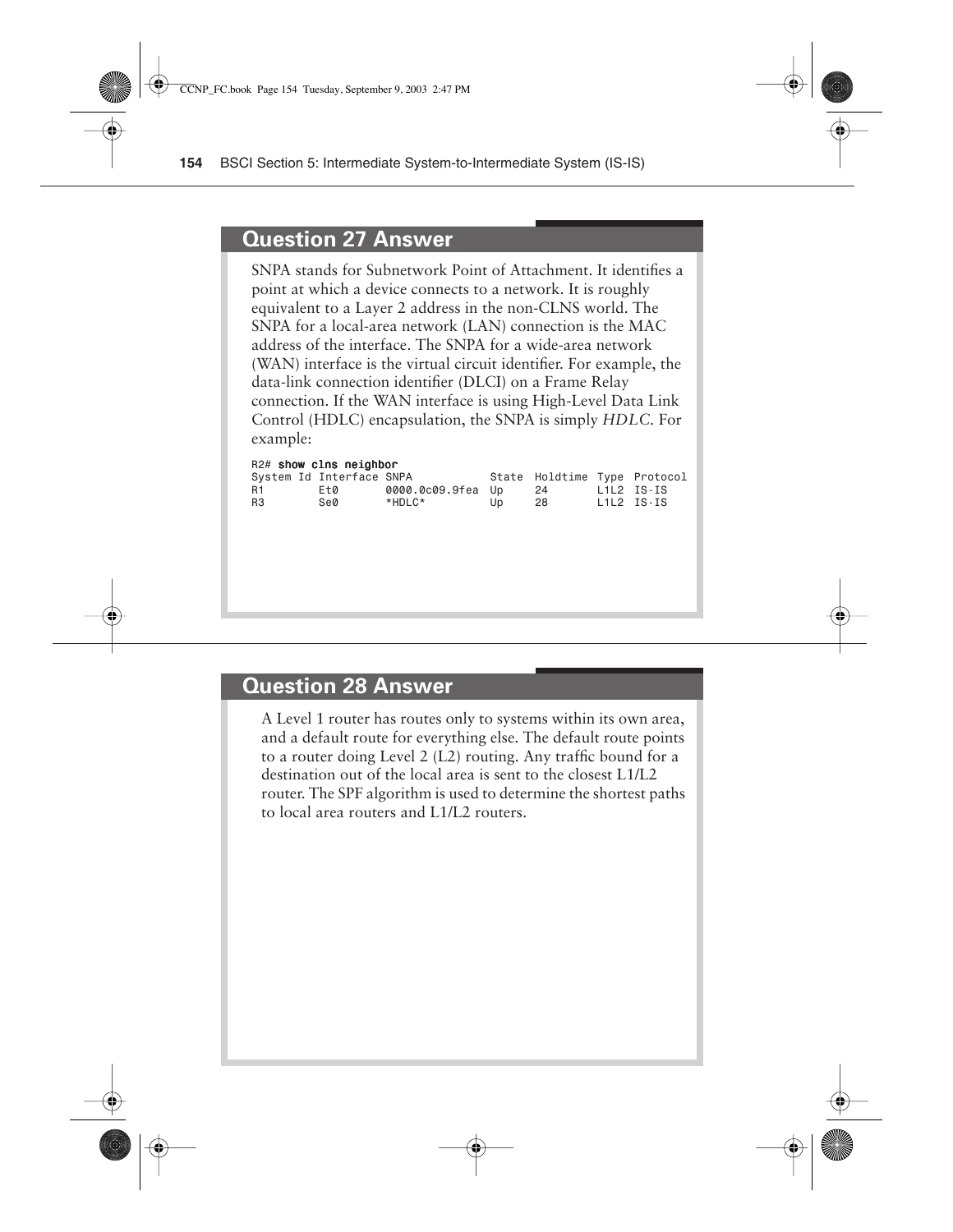## Question 27 Answer

SNPA stands for Subnetwork Point of Attachment. It identifies a point at which a device connects to a network. It is roughly equivalent to a Layer 2 address in the non-CLNS world. The SNPA for a local-area network (LAN) connection is the MAC address of the interface. The SNPA for a wide-area network (WAN) interface is the virtual circuit identifier. For example, the data-link connection identifier (DLCI) on a Frame Relay connection. If the WAN interface is using High-Level Data Link Control (HDLC) encapsulation, the SNPA is simply *HDLC*. For example:

```
R2# show clns neighbor
System Id Interface SNPA           State  Holdtime  Type  Protocol
R1        Et0       0000.0c09.9fea  Up     24        L1L2  IS-IS
R3        Se0       *HDLC*          Up     28        L1L2  IS-IS
```

## Question 28 Answer

A Level 1 router has routes only to systems within its own area, and a default route for everything else. The default route points to a router doing Level 2 (L2) routing. Any traffic bound for a destination out of the local area is sent to the closest L1/L2 router. The SPF algorithm is used to determine the shortest paths to local area routers and L1/L2 routers.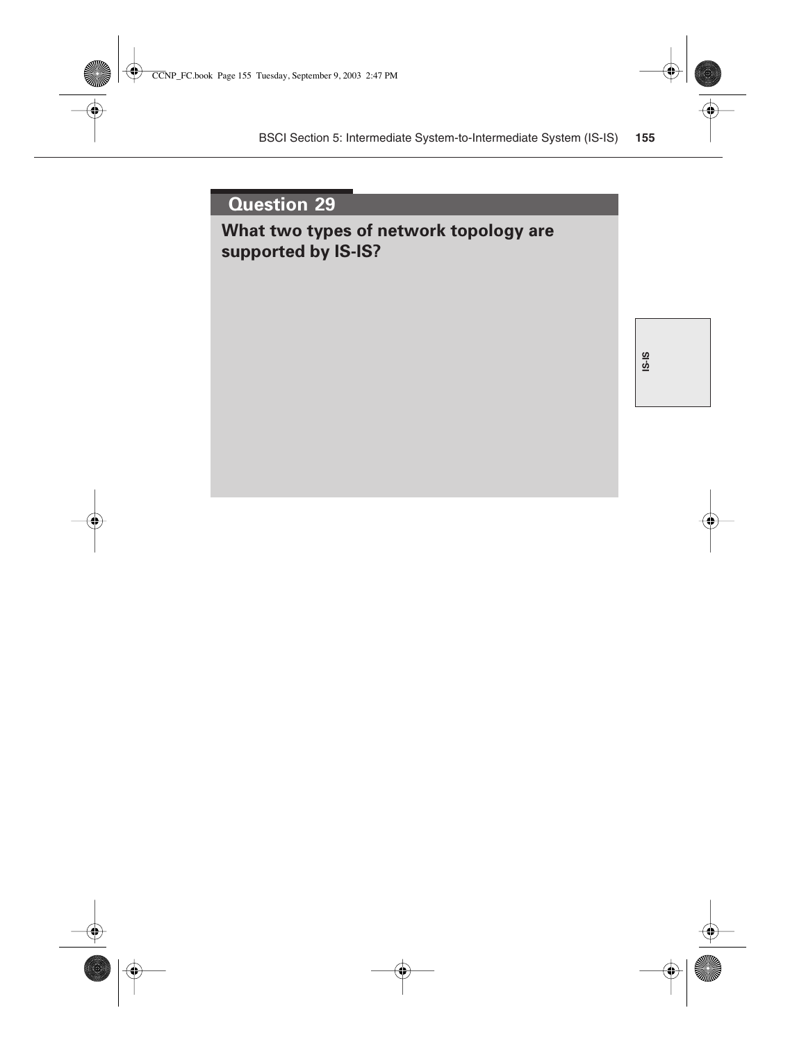## Question 29

**What two types of network topology are supported by IS-IS?**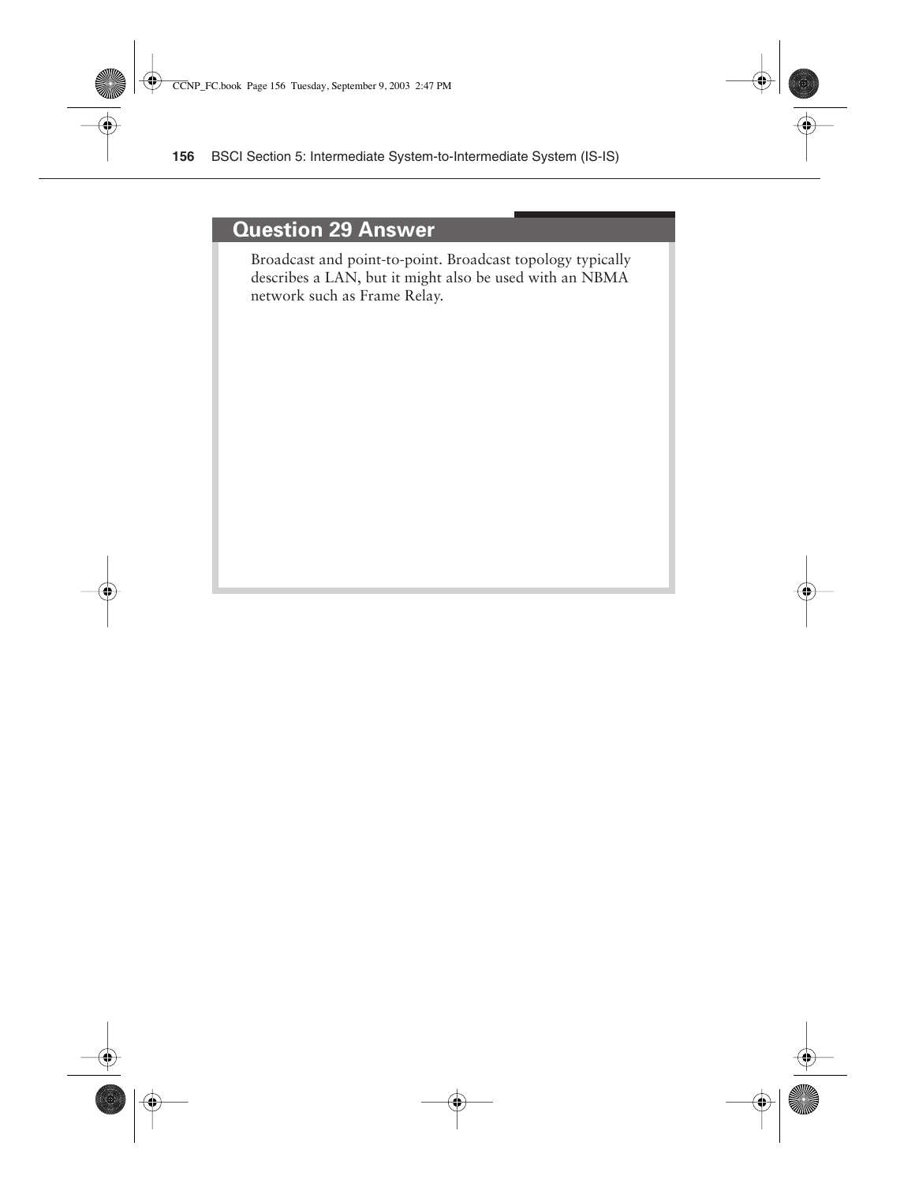## Question 29 Answer

Broadcast and point-to-point. Broadcast topology typically describes a LAN, but it might also be used with an NBMA network such as Frame Relay.